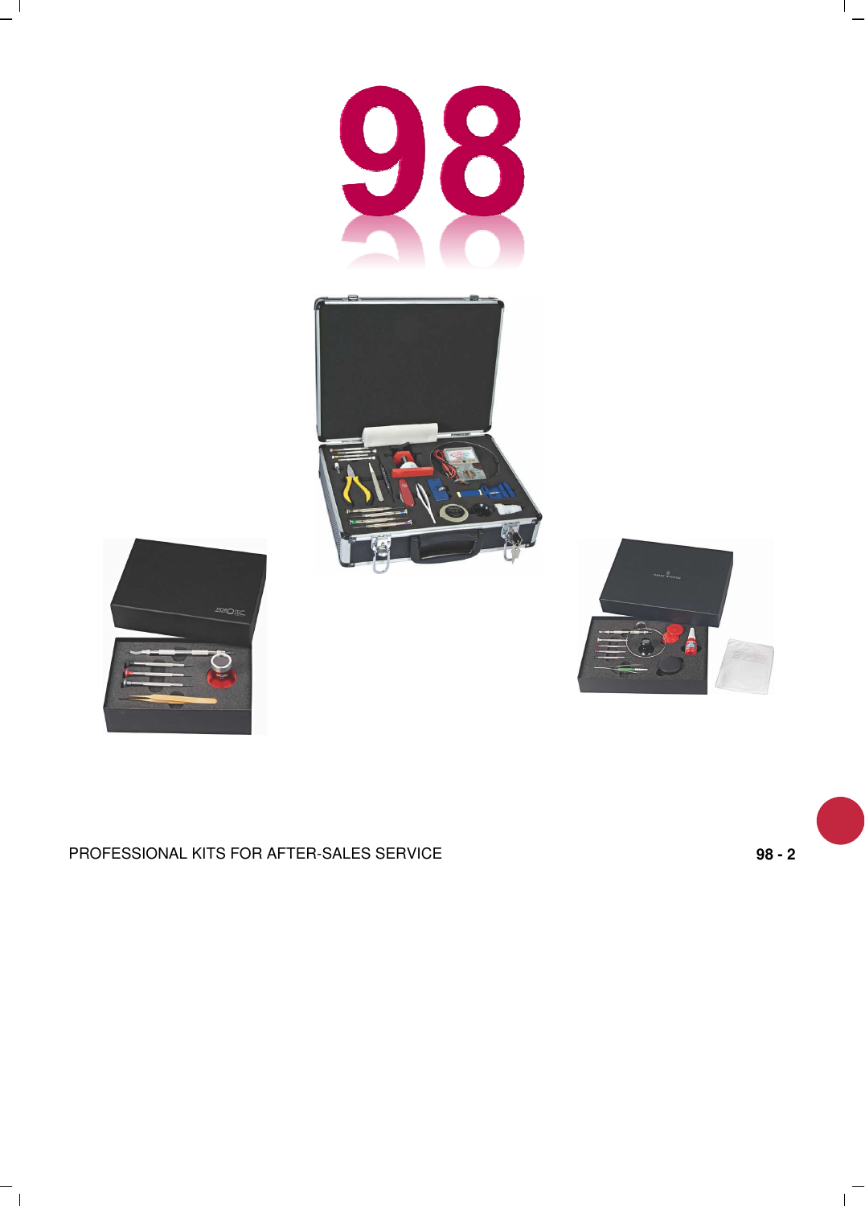# 98

PROFESSIONAL KITS FOR AFTER-SALES SERVICE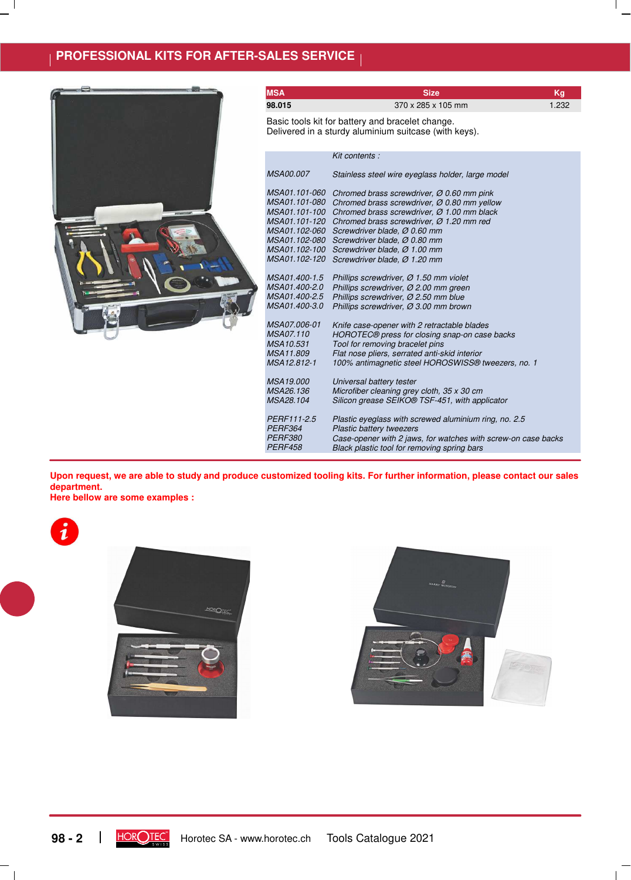# PROFESSIONAL KITS FOR AFTER-SALES SERVICE

| MSA | Size | Kg |
|---|---|---|
| 98.015 | 370 x 285 x 105 mm | 1.232 |

Basic tools kit for battery and bracelet change.
Delivered in a sturdy aluminium suitcase (with keys).

| | *Kit contents :* |
|---|---|
| *MSA00.007* | *Stainless steel wire eyeglass holder, large model* |
| *MSA01.101-060* | *Chromed brass screwdriver, Ø 0.60 mm pink* |
| *MSA01.101-080* | *Chromed brass screwdriver, Ø 0.80 mm yellow* |
| *MSA01.101-100* | *Chromed brass screwdriver, Ø 1.00 mm black* |
| *MSA01.101-120* | *Chromed brass screwdriver, Ø 1.20 mm red* |
| *MSA01.102-060* | *Screwdriver blade, Ø 0.60 mm* |
| *MSA01.102-080* | *Screwdriver blade, Ø 0.80 mm* |
| *MSA01.102-100* | *Screwdriver blade, Ø 1.00 mm* |
| *MSA01.102-120* | *Screwdriver blade, Ø 1.20 mm* |
| *MSA01.400-1.5* | *Phillips screwdriver, Ø 1.50 mm violet* |
| *MSA01.400-2.0* | *Phillips screwdriver, Ø 2.00 mm green* |
| *MSA01.400-2.5* | *Phillips screwdriver, Ø 2.50 mm blue* |
| *MSA01.400-3.0* | *Phillips screwdriver, Ø 3.00 mm brown* |
| *MSA07.006-01* | *Knife case-opener with 2 retractable blades* |
| *MSA07.110* | *HOROTEC® press for closing snap-on case backs* |
| *MSA10.531* | *Tool for removing bracelet pins* |
| *MSA11.809* | *Flat nose pliers, serrated anti-skid interior* |
| *MSA12.812-1* | *100% antimagnetic steel HOROSWISS® tweezers, no. 1* |
| *MSA19.000* | *Universal battery tester* |
| *MSA26.136* | *Microfiber cleaning grey cloth, 35 x 30 cm* |
| *MSA28.104* | *Silicon grease SEIKO® TSF-451, with applicator* |
| *PERF111-2.5* | *Plastic eyeglass with screwed aluminium ring, no. 2.5* |
| *PERF364* | *Plastic battery tweezers* |
| *PERF380* | *Case-opener with 2 jaws, for watches with screw-on case backs* |
| *PERF458* | *Black plastic tool for removing spring bars* |

**Upon request, we are able to study and produce customized tooling kits. For further information, please contact our sales department.**
**Here bellow are some examples :**